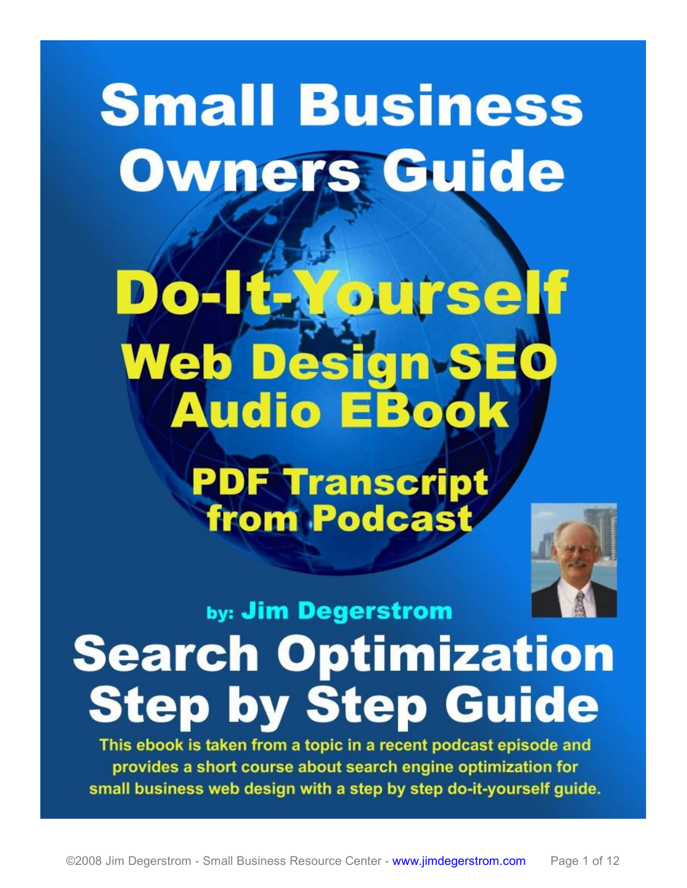# Small Business Owners Guide

## Do-It-Yourself Web Design SEO Audio EBook

### PDF Transcript from Podcast

**by: Jim Degerstrom**

# Search Optimization Step by Step Guide

**This ebook is taken from a topic in a recent podcast episode and provides a short course about search engine optimization for small business web design with a step by step do-it-yourself guide.**

©2008 Jim Degerstrom - Small Business Resource Center - www.jimdegerstrom.com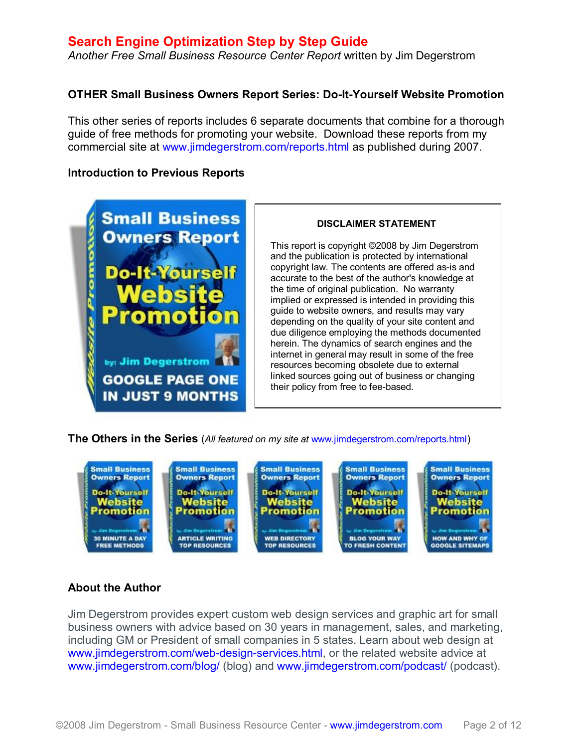# Search Engine Optimization Step by Step Guide

*Another Free Small Business Resource Center Report* written by Jim Degerstrom

**OTHER Small Business Owners Report Series: Do-It-Yourself Website Promotion**

This other series of reports includes 6 separate documents that combine for a thorough guide of free methods for promoting your website. Download these reports from my commercial site at www.jimdegerstrom.com/reports.html as published during 2007.

**Introduction to Previous Reports**

**DISCLAIMER STATEMENT**

This report is copyright ©2008 by Jim Degerstrom and the publication is protected by international copyright law. The contents are offered as-is and accurate to the best of the author's knowledge at the time of original publication. No warranty implied or expressed is intended in providing this guide to website owners, and results may vary depending on the quality of your site content and due diligence employing the methods documented herein. The dynamics of search engines and the internet in general may result in some of the free resources becoming obsolete due to external linked sources going out of business or changing their policy from free to fee-based.

**The Others in the Series** (*All featured on my site at* www.jimdegerstrom.com/reports.html)

**About the Author**

Jim Degerstrom provides expert custom web design services and graphic art for small business owners with advice based on 30 years in management, sales, and marketing, including GM or President of small companies in 5 states. Learn about web design at www.jimdegerstrom.com/web-design-services.html, or the related website advice at www.jimdegerstrom.com/blog/ (blog) and www.jimdegerstrom.com/podcast/ (podcast).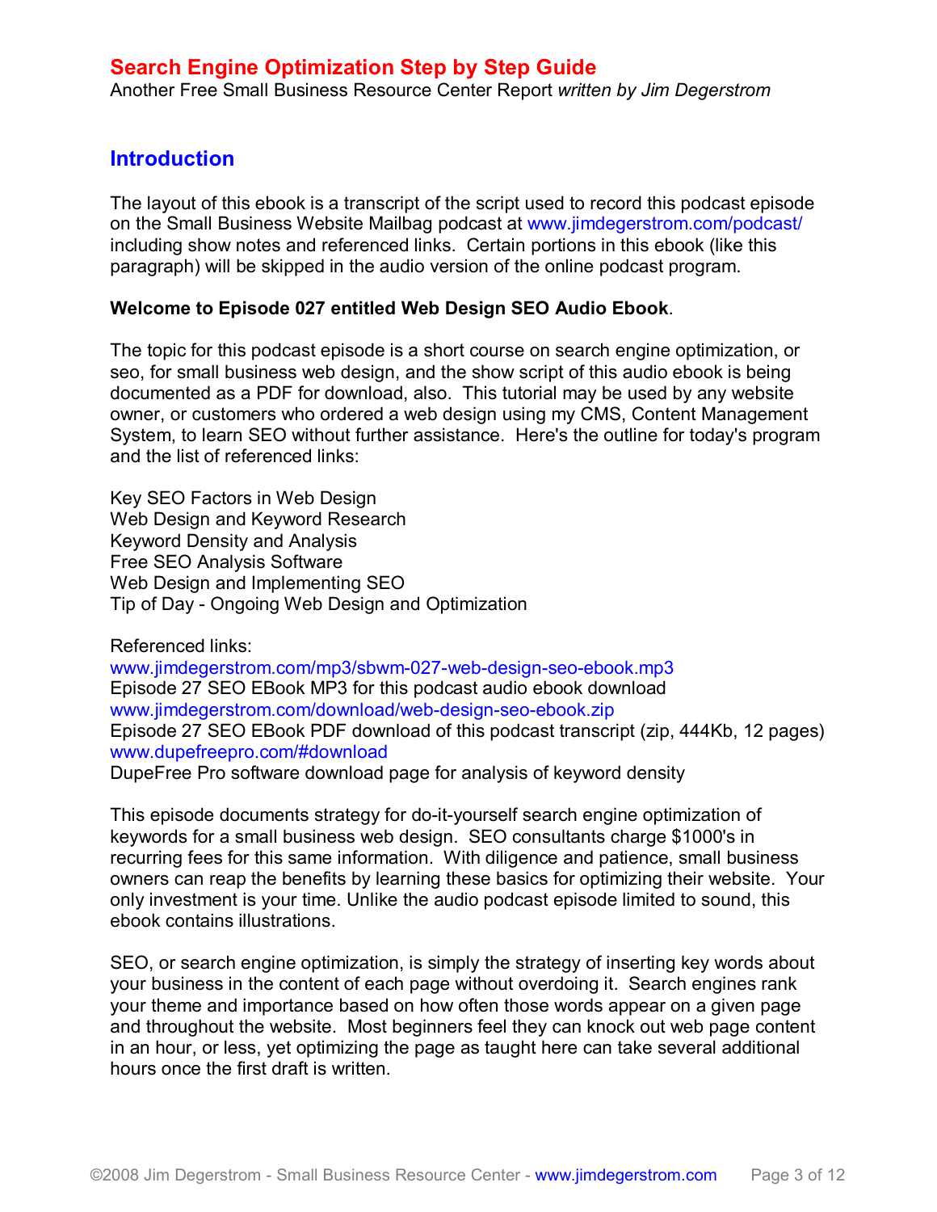# Search Engine Optimization Step by Step Guide

Another Free Small Business Resource Center Report *written by Jim Degerstrom*

## Introduction

The layout of this ebook is a transcript of the script used to record this podcast episode on the Small Business Website Mailbag podcast at www.jimdegerstrom.com/podcast/ including show notes and referenced links. Certain portions in this ebook (like this paragraph) will be skipped in the audio version of the online podcast program.

**Welcome to Episode 027 entitled Web Design SEO Audio Ebook**.

The topic for this podcast episode is a short course on search engine optimization, or seo, for small business web design, and the show script of this audio ebook is being documented as a PDF for download, also. This tutorial may be used by any website owner, or customers who ordered a web design using my CMS, Content Management System, to learn SEO without further assistance. Here's the outline for today's program and the list of referenced links:

Key SEO Factors in Web Design
Web Design and Keyword Research
Keyword Density and Analysis
Free SEO Analysis Software
Web Design and Implementing SEO
Tip of Day - Ongoing Web Design and Optimization

Referenced links:
www.jimdegerstrom.com/mp3/sbwm-027-web-design-seo-ebook.mp3
Episode 27 SEO EBook MP3 for this podcast audio ebook download
www.jimdegerstrom.com/download/web-design-seo-ebook.zip
Episode 27 SEO EBook PDF download of this podcast transcript (zip, 444Kb, 12 pages)
www.dupefreepro.com/#download
DupeFree Pro software download page for analysis of keyword density

This episode documents strategy for do-it-yourself search engine optimization of keywords for a small business web design. SEO consultants charge $1000's in recurring fees for this same information. With diligence and patience, small business owners can reap the benefits by learning these basics for optimizing their website. Your only investment is your time. Unlike the audio podcast episode limited to sound, this ebook contains illustrations.

SEO, or search engine optimization, is simply the strategy of inserting key words about your business in the content of each page without overdoing it. Search engines rank your theme and importance based on how often those words appear on a given page and throughout the website. Most beginners feel they can knock out web page content in an hour, or less, yet optimizing the page as taught here can take several additional hours once the first draft is written.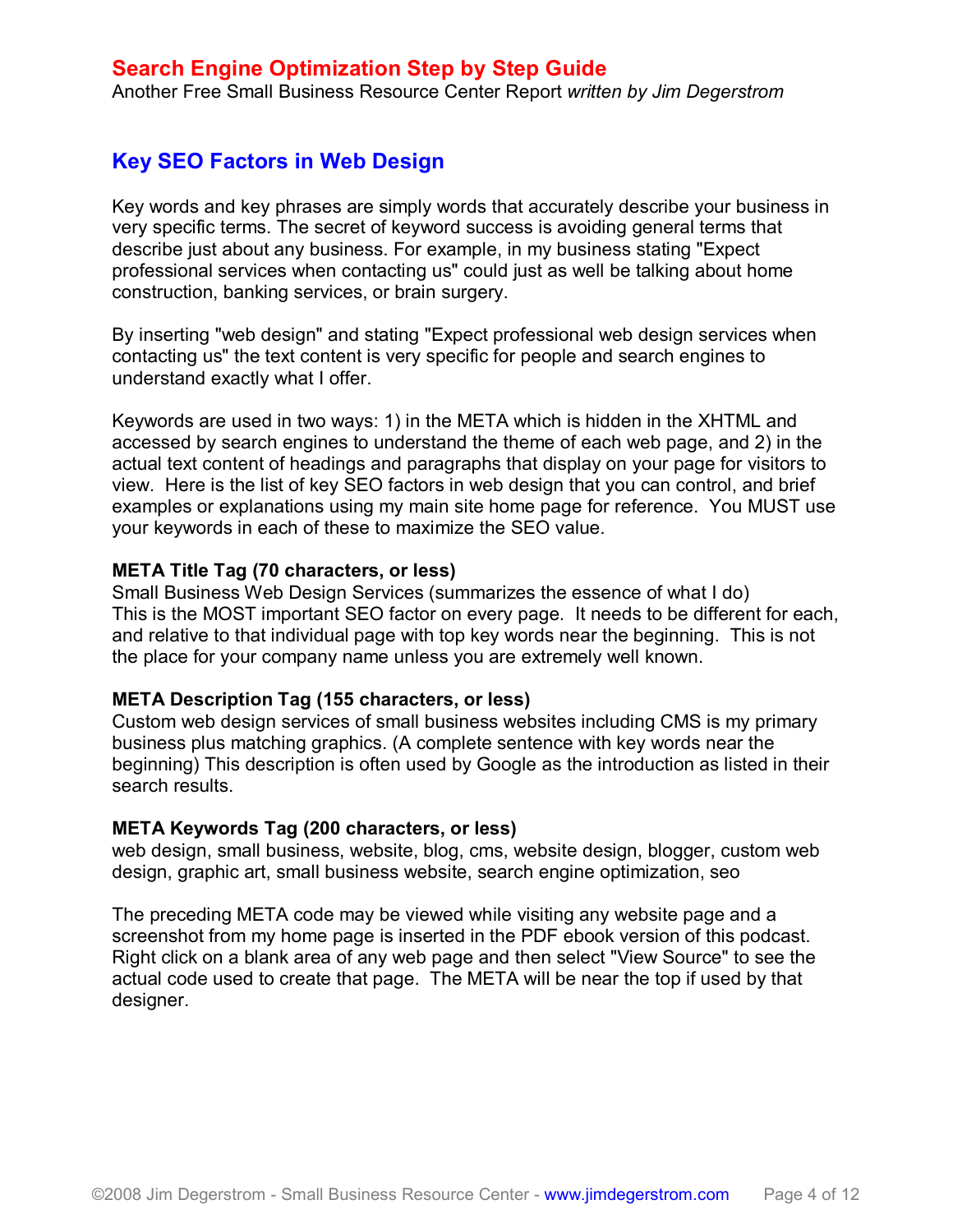## Search Engine Optimization Step by Step Guide

Another Free Small Business Resource Center Report *written by Jim Degerstrom*

## Key SEO Factors in Web Design

Key words and key phrases are simply words that accurately describe your business in very specific terms. The secret of keyword success is avoiding general terms that describe just about any business. For example, in my business stating "Expect professional services when contacting us" could just as well be talking about home construction, banking services, or brain surgery.

By inserting "web design" and stating "Expect professional web design services when contacting us" the text content is very specific for people and search engines to understand exactly what I offer.

Keywords are used in two ways: 1) in the META which is hidden in the XHTML and accessed by search engines to understand the theme of each web page, and 2) in the actual text content of headings and paragraphs that display on your page for visitors to view. Here is the list of key SEO factors in web design that you can control, and brief examples or explanations using my main site home page for reference. You MUST use your keywords in each of these to maximize the SEO value.

**META Title Tag (70 characters, or less)**
Small Business Web Design Services (summarizes the essence of what I do)
This is the MOST important SEO factor on every page. It needs to be different for each, and relative to that individual page with top key words near the beginning. This is not the place for your company name unless you are extremely well known.

**META Description Tag (155 characters, or less)**
Custom web design services of small business websites including CMS is my primary business plus matching graphics. (A complete sentence with key words near the beginning) This description is often used by Google as the introduction as listed in their search results.

**META Keywords Tag (200 characters, or less)**
web design, small business, website, blog, cms, website design, blogger, custom web design, graphic art, small business website, search engine optimization, seo

The preceding META code may be viewed while visiting any website page and a screenshot from my home page is inserted in the PDF ebook version of this podcast. Right click on a blank area of any web page and then select "View Source" to see the actual code used to create that page. The META will be near the top if used by that designer.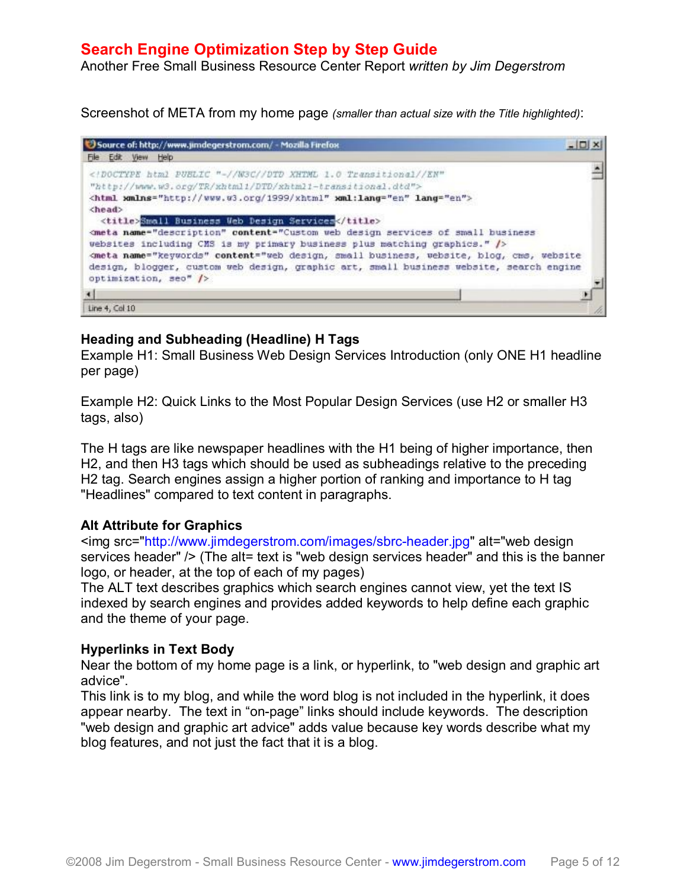Screenshot of META from my home page *(smaller than actual size with the Title highlighted)*:

```
<!DOCTYPE html PUBLIC "-//W3C//DTD XHTML 1.0 Transitional//EN"
"http://www.w3.org/TR/xhtml1/DTD/xhtml1-transitional.dtd">
<html xmlns="http://www.w3.org/1999/xhtml" xml:lang="en" lang="en">
<head>
  <title>Small Business Web Design Services</title>
<meta name="description" content="Custom web design services of small business
websites including CMS is my primary business plus matching graphics." />
<meta name="keywords" content="web design, small business, website, blog, cms, website
design, blogger, custom web design, graphic art, small business website, search engine
optimization, seo" />
```

### Heading and Subheading (Headline) H Tags

Example H1: Small Business Web Design Services Introduction (only ONE H1 headline per page)

Example H2: Quick Links to the Most Popular Design Services (use H2 or smaller H3 tags, also)

The H tags are like newspaper headlines with the H1 being of higher importance, then H2, and then H3 tags which should be used as subheadings relative to the preceding H2 tag. Search engines assign a higher portion of ranking and importance to H tag "Headlines" compared to text content in paragraphs.

### Alt Attribute for Graphics

<img src="http://www.jimdegerstrom.com/images/sbrc-header.jpg" alt="web design services header" /> (The alt= text is "web design services header" and this is the banner logo, or header, at the top of each of my pages)
The ALT text describes graphics which search engines cannot view, yet the text IS indexed by search engines and provides added keywords to help define each graphic and the theme of your page.

### Hyperlinks in Text Body

Near the bottom of my home page is a link, or hyperlink, to "web design and graphic art advice".
This link is to my blog, and while the word blog is not included in the hyperlink, it does appear nearby. The text in "on-page" links should include keywords. The description "web design and graphic art advice" adds value because key words describe what my blog features, and not just the fact that it is a blog.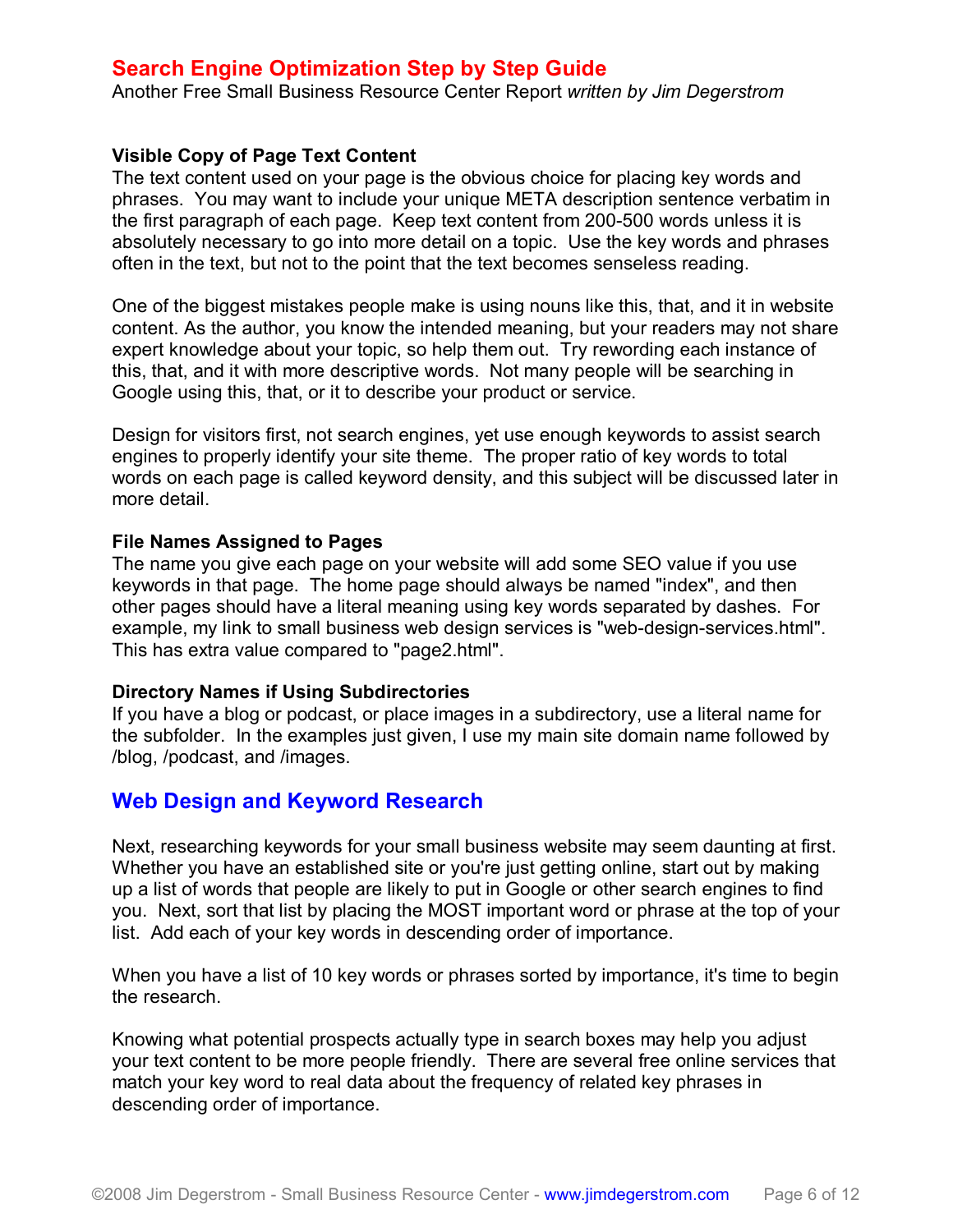### Visible Copy of Page Text Content

The text content used on your page is the obvious choice for placing key words and phrases. You may want to include your unique META description sentence verbatim in the first paragraph of each page. Keep text content from 200-500 words unless it is absolutely necessary to go into more detail on a topic. Use the key words and phrases often in the text, but not to the point that the text becomes senseless reading.

One of the biggest mistakes people make is using nouns like this, that, and it in website content. As the author, you know the intended meaning, but your readers may not share expert knowledge about your topic, so help them out. Try rewording each instance of this, that, and it with more descriptive words. Not many people will be searching in Google using this, that, or it to describe your product or service.

Design for visitors first, not search engines, yet use enough keywords to assist search engines to properly identify your site theme. The proper ratio of key words to total words on each page is called keyword density, and this subject will be discussed later in more detail.

### File Names Assigned to Pages

The name you give each page on your website will add some SEO value if you use keywords in that page. The home page should always be named "index", and then other pages should have a literal meaning using key words separated by dashes. For example, my link to small business web design services is "web-design-services.html". This has extra value compared to "page2.html".

### Directory Names if Using Subdirectories

If you have a blog or podcast, or place images in a subdirectory, use a literal name for the subfolder. In the examples just given, I use my main site domain name followed by /blog, /podcast, and /images.

## Web Design and Keyword Research

Next, researching keywords for your small business website may seem daunting at first. Whether you have an established site or you're just getting online, start out by making up a list of words that people are likely to put in Google or other search engines to find you. Next, sort that list by placing the MOST important word or phrase at the top of your list. Add each of your key words in descending order of importance.

When you have a list of 10 key words or phrases sorted by importance, it's time to begin the research.

Knowing what potential prospects actually type in search boxes may help you adjust your text content to be more people friendly. There are several free online services that match your key word to real data about the frequency of related key phrases in descending order of importance.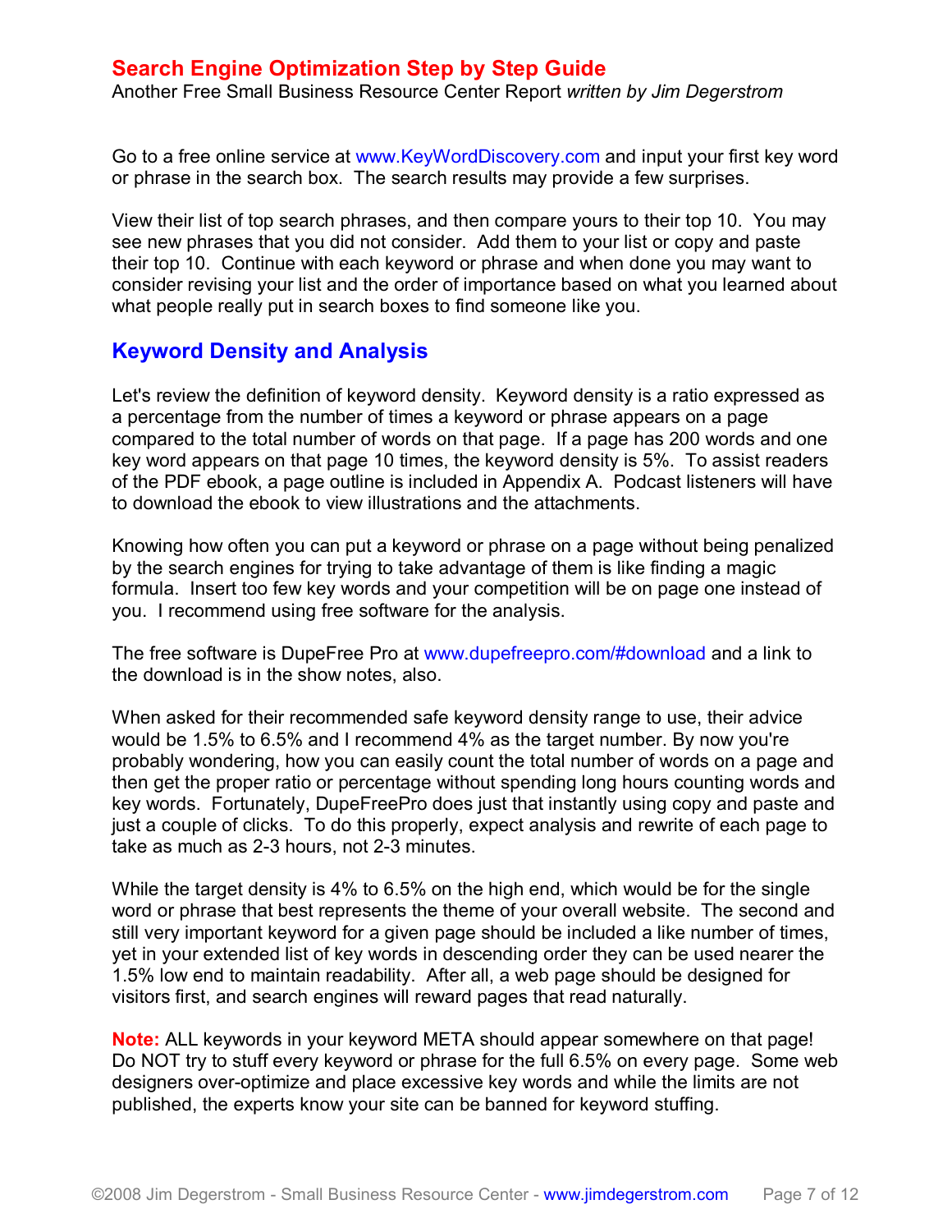Go to a free online service at www.KeyWordDiscovery.com and input your first key word or phrase in the search box. The search results may provide a few surprises.

View their list of top search phrases, and then compare yours to their top 10. You may see new phrases that you did not consider. Add them to your list or copy and paste their top 10. Continue with each keyword or phrase and when done you may want to consider revising your list and the order of importance based on what you learned about what people really put in search boxes to find someone like you.

## Keyword Density and Analysis

Let's review the definition of keyword density. Keyword density is a ratio expressed as a percentage from the number of times a keyword or phrase appears on a page compared to the total number of words on that page. If a page has 200 words and one key word appears on that page 10 times, the keyword density is 5%. To assist readers of the PDF ebook, a page outline is included in Appendix A. Podcast listeners will have to download the ebook to view illustrations and the attachments.

Knowing how often you can put a keyword or phrase on a page without being penalized by the search engines for trying to take advantage of them is like finding a magic formula. Insert too few key words and your competition will be on page one instead of you. I recommend using free software for the analysis.

The free software is DupeFree Pro at www.dupefreepro.com/#download and a link to the download is in the show notes, also.

When asked for their recommended safe keyword density range to use, their advice would be 1.5% to 6.5% and I recommend 4% as the target number. By now you're probably wondering, how you can easily count the total number of words on a page and then get the proper ratio or percentage without spending long hours counting words and key words. Fortunately, DupeFreePro does just that instantly using copy and paste and just a couple of clicks. To do this properly, expect analysis and rewrite of each page to take as much as 2-3 hours, not 2-3 minutes.

While the target density is 4% to 6.5% on the high end, which would be for the single word or phrase that best represents the theme of your overall website. The second and still very important keyword for a given page should be included a like number of times, yet in your extended list of key words in descending order they can be used nearer the 1.5% low end to maintain readability. After all, a web page should be designed for visitors first, and search engines will reward pages that read naturally.

**Note:** ALL keywords in your keyword META should appear somewhere on that page! Do NOT try to stuff every keyword or phrase for the full 6.5% on every page. Some web designers over-optimize and place excessive key words and while the limits are not published, the experts know your site can be banned for keyword stuffing.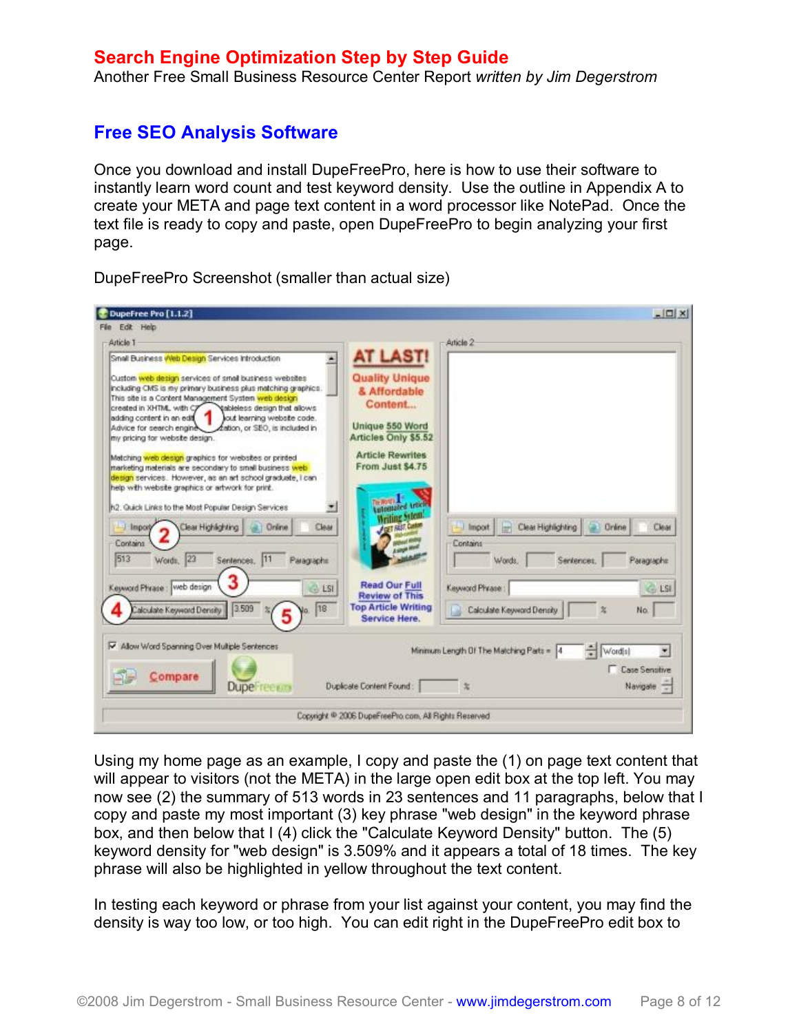**Search Engine Optimization Step by Step Guide**
Another Free Small Business Resource Center Report *written by Jim Degerstrom*

## Free SEO Analysis Software

Once you download and install DupeFreePro, here is how to use their software to instantly learn word count and test keyword density. Use the outline in Appendix A to create your META and page text content in a word processor like NotePad. Once the text file is ready to copy and paste, open DupeFreePro to begin analyzing your first page.

DupeFreePro Screenshot (smaller than actual size)

Using my home page as an example, I copy and paste the (1) on page text content that will appear to visitors (not the META) in the large open edit box at the top left. You may now see (2) the summary of 513 words in 23 sentences and 11 paragraphs, below that I copy and paste my most important (3) key phrase "web design" in the keyword phrase box, and then below that I (4) click the "Calculate Keyword Density" button. The (5) keyword density for "web design" is 3.509% and it appears a total of 18 times. The key phrase will also be highlighted in yellow throughout the text content.

In testing each keyword or phrase from your list against your content, you may find the density is way too low, or too high. You can edit right in the DupeFreePro edit box to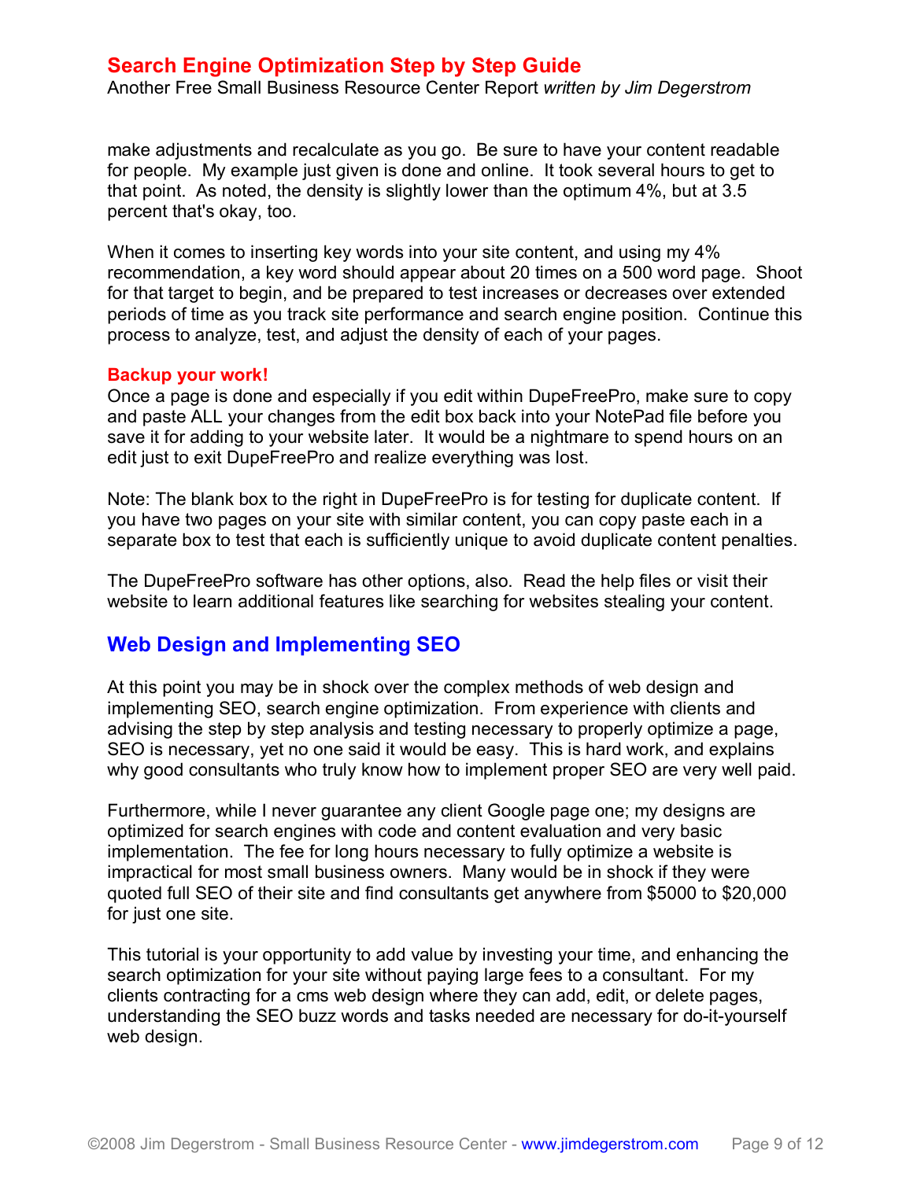make adjustments and recalculate as you go. Be sure to have your content readable for people. My example just given is done and online. It took several hours to get to that point. As noted, the density is slightly lower than the optimum 4%, but at 3.5 percent that's okay, too.

When it comes to inserting key words into your site content, and using my 4% recommendation, a key word should appear about 20 times on a 500 word page. Shoot for that target to begin, and be prepared to test increases or decreases over extended periods of time as you track site performance and search engine position. Continue this process to analyze, test, and adjust the density of each of your pages.

**Backup your work!**

Once a page is done and especially if you edit within DupeFreePro, make sure to copy and paste ALL your changes from the edit box back into your NotePad file before you save it for adding to your website later. It would be a nightmare to spend hours on an edit just to exit DupeFreePro and realize everything was lost.

Note: The blank box to the right in DupeFreePro is for testing for duplicate content. If you have two pages on your site with similar content, you can copy paste each in a separate box to test that each is sufficiently unique to avoid duplicate content penalties.

The DupeFreePro software has other options, also. Read the help files or visit their website to learn additional features like searching for websites stealing your content.

## Web Design and Implementing SEO

At this point you may be in shock over the complex methods of web design and implementing SEO, search engine optimization. From experience with clients and advising the step by step analysis and testing necessary to properly optimize a page, SEO is necessary, yet no one said it would be easy. This is hard work, and explains why good consultants who truly know how to implement proper SEO are very well paid.

Furthermore, while I never guarantee any client Google page one; my designs are optimized for search engines with code and content evaluation and very basic implementation. The fee for long hours necessary to fully optimize a website is impractical for most small business owners. Many would be in shock if they were quoted full SEO of their site and find consultants get anywhere from $5000 to $20,000 for just one site.

This tutorial is your opportunity to add value by investing your time, and enhancing the search optimization for your site without paying large fees to a consultant. For my clients contracting for a cms web design where they can add, edit, or delete pages, understanding the SEO buzz words and tasks needed are necessary for do-it-yourself web design.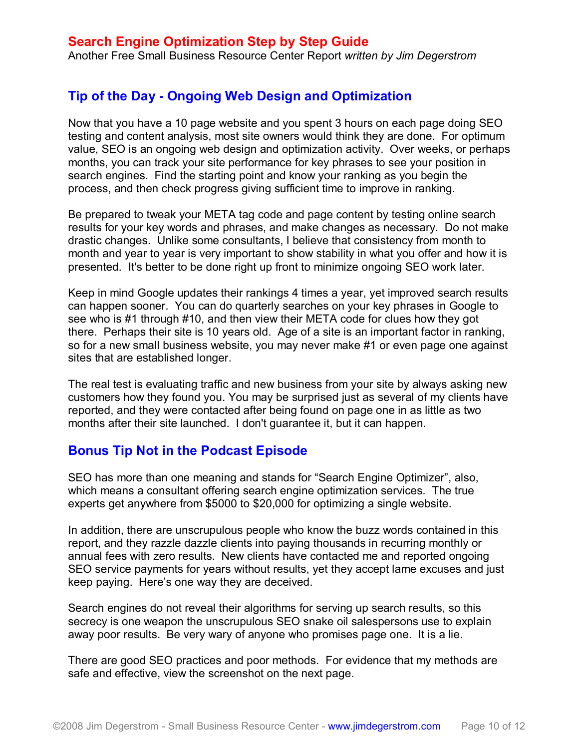# Search Engine Optimization Step by Step Guide

Another Free Small Business Resource Center Report *written by Jim Degerstrom*

## Tip of the Day - Ongoing Web Design and Optimization

Now that you have a 10 page website and you spent 3 hours on each page doing SEO testing and content analysis, most site owners would think they are done. For optimum value, SEO is an ongoing web design and optimization activity. Over weeks, or perhaps months, you can track your site performance for key phrases to see your position in search engines. Find the starting point and know your ranking as you begin the process, and then check progress giving sufficient time to improve in ranking.

Be prepared to tweak your META tag code and page content by testing online search results for your key words and phrases, and make changes as necessary. Do not make drastic changes. Unlike some consultants, I believe that consistency from month to month and year to year is very important to show stability in what you offer and how it is presented. It's better to be done right up front to minimize ongoing SEO work later.

Keep in mind Google updates their rankings 4 times a year, yet improved search results can happen sooner. You can do quarterly searches on your key phrases in Google to see who is #1 through #10, and then view their META code for clues how they got there. Perhaps their site is 10 years old. Age of a site is an important factor in ranking, so for a new small business website, you may never make #1 or even page one against sites that are established longer.

The real test is evaluating traffic and new business from your site by always asking new customers how they found you. You may be surprised just as several of my clients have reported, and they were contacted after being found on page one in as little as two months after their site launched. I don't guarantee it, but it can happen.

## Bonus Tip Not in the Podcast Episode

SEO has more than one meaning and stands for “Search Engine Optimizer”, also, which means a consultant offering search engine optimization services. The true experts get anywhere from $5000 to $20,000 for optimizing a single website.

In addition, there are unscrupulous people who know the buzz words contained in this report, and they razzle dazzle clients into paying thousands in recurring monthly or annual fees with zero results. New clients have contacted me and reported ongoing SEO service payments for years without results, yet they accept lame excuses and just keep paying. Here’s one way they are deceived.

Search engines do not reveal their algorithms for serving up search results, so this secrecy is one weapon the unscrupulous SEO snake oil salespersons use to explain away poor results. Be very wary of anyone who promises page one. It is a lie.

There are good SEO practices and poor methods. For evidence that my methods are safe and effective, view the screenshot on the next page.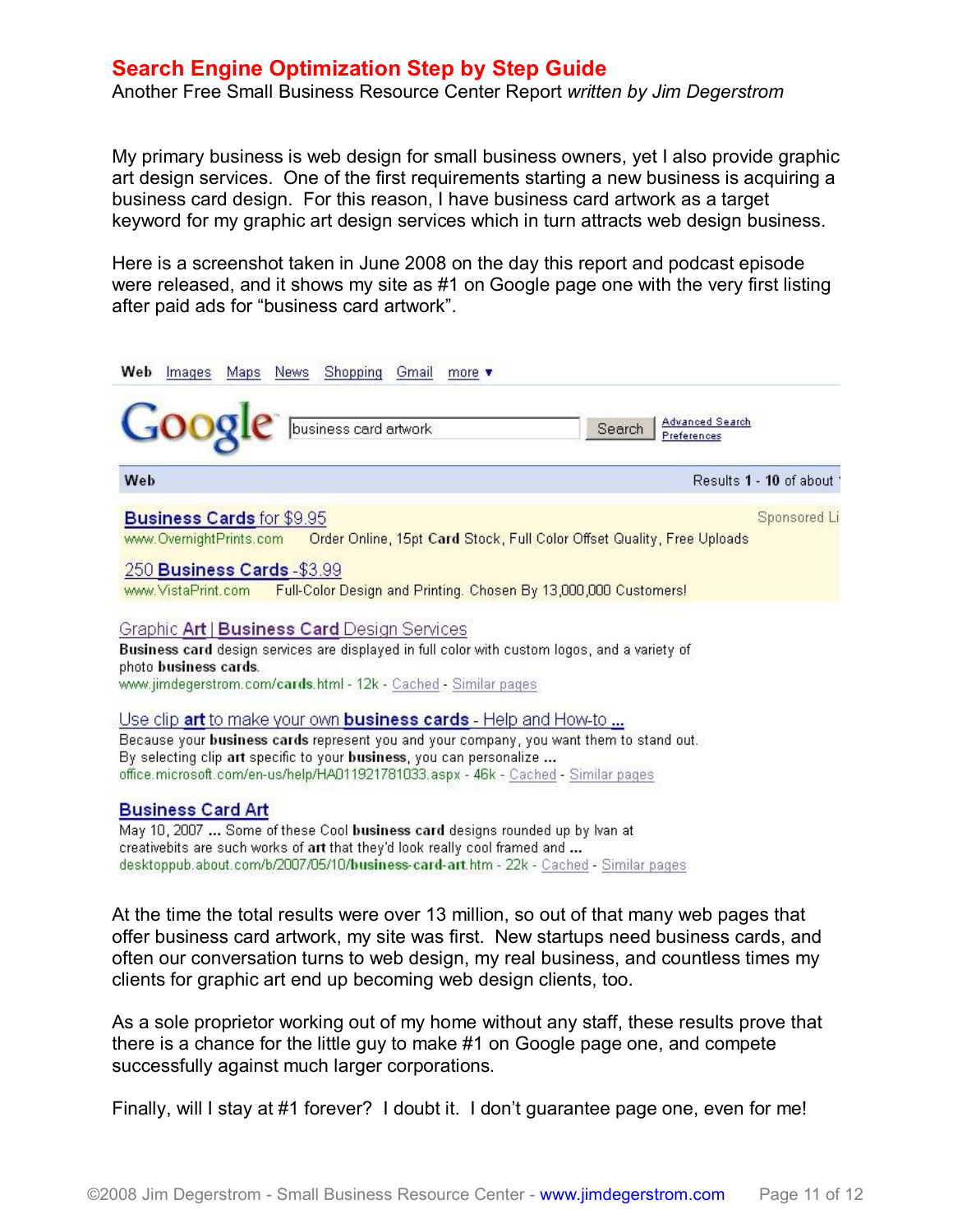## Search Engine Optimization Step by Step Guide

Another Free Small Business Resource Center Report *written by Jim Degerstrom*

My primary business is web design for small business owners, yet I also provide graphic art design services. One of the first requirements starting a new business is acquiring a business card design. For this reason, I have business card artwork as a target keyword for my graphic art design services which in turn attracts web design business.

Here is a screenshot taken in June 2008 on the day this report and podcast episode were released, and it shows my site as #1 on Google page one with the very first listing after paid ads for "business card artwork".

Web Images Maps News Shopping Gmail more ▾

Google [business card artwork] Search Advanced Search Preferences

Web Results **1** - **10** of about

**Business Cards** for $9.95 — Sponsored Li
www.OvernightPrints.com Order Online, 15pt **Card** Stock, Full Color Offset Quality, Free Uploads

250 **Business Cards** -$3.99
www.VistaPrint.com Full-Color Design and Printing. Chosen By 13,000,000 Customers!

Graphic **Art** | **Business Card** Design Services
**Business card** design services are displayed in full color with custom logos, and a variety of photo **business cards**.
www.jimdegerstrom.com/**cards**.html - 12k - Cached - Similar pages

Use clip **art** to make your own **business cards** - Help and How-to **...**
Because your **business cards** represent you and your company, you want them to stand out. By selecting clip **art** specific to your **business**, you can personalize **...**
office.microsoft.com/en-us/help/HA011921781033.aspx - 46k - Cached - Similar pages

**Business Card Art**
May 10, 2007 **...** Some of these Cool **business card** designs rounded up by Ivan at creativebits are such works of **art** that they'd look really cool framed and **...**
desktoppub.about.com/b/2007/05/10/**business-card-art**.htm - 22k - Cached - Similar pages

At the time the total results were over 13 million, so out of that many web pages that offer business card artwork, my site was first. New startups need business cards, and often our conversation turns to web design, my real business, and countless times my clients for graphic art end up becoming web design clients, too.

As a sole proprietor working out of my home without any staff, these results prove that there is a chance for the little guy to make #1 on Google page one, and compete successfully against much larger corporations.

Finally, will I stay at #1 forever? I doubt it. I don't guarantee page one, even for me!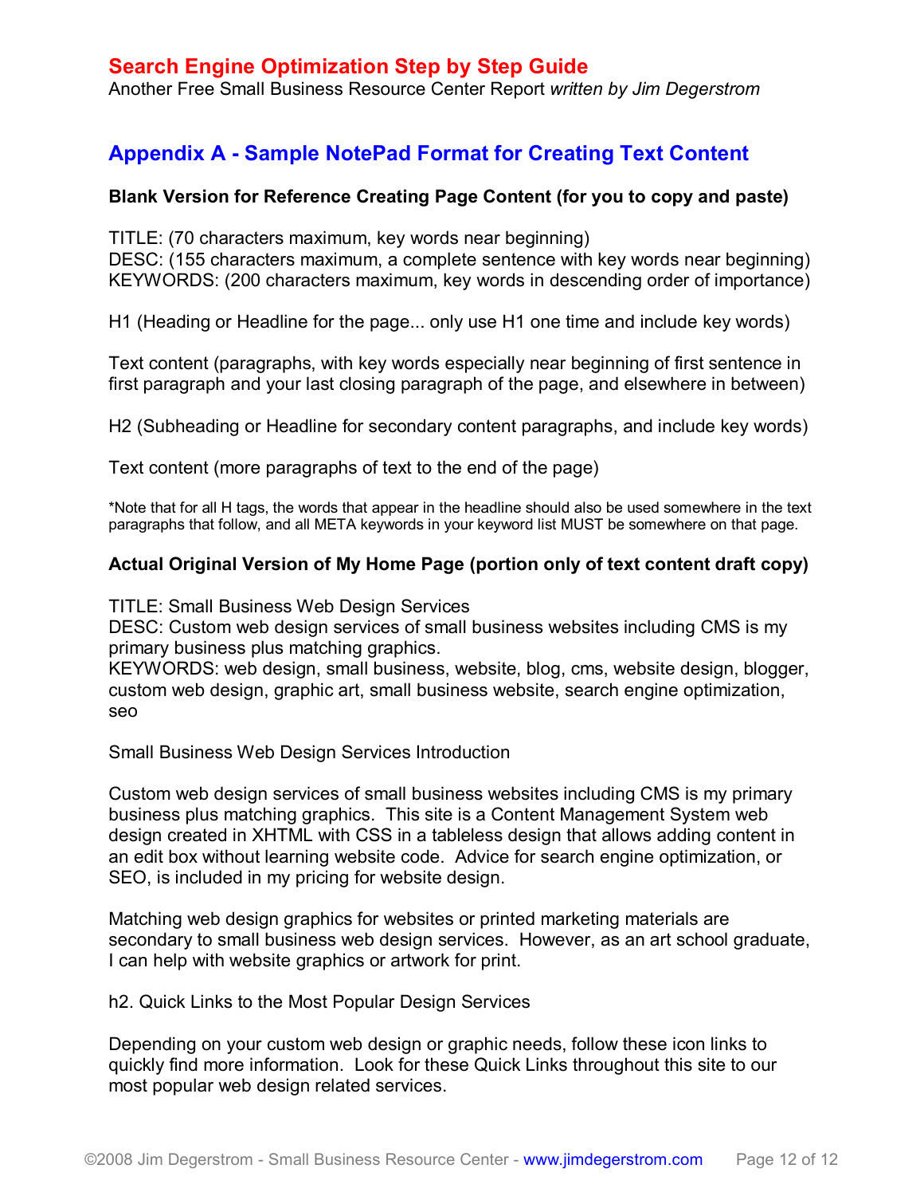# Search Engine Optimization Step by Step Guide

Another Free Small Business Resource Center Report *written by Jim Degerstrom*

## Appendix A - Sample NotePad Format for Creating Text Content

**Blank Version for Reference Creating Page Content (for you to copy and paste)**

TITLE: (70 characters maximum, key words near beginning)
DESC: (155 characters maximum, a complete sentence with key words near beginning)
KEYWORDS: (200 characters maximum, key words in descending order of importance)

H1 (Heading or Headline for the page... only use H1 one time and include key words)

Text content (paragraphs, with key words especially near beginning of first sentence in first paragraph and your last closing paragraph of the page, and elsewhere in between)

H2 (Subheading or Headline for secondary content paragraphs, and include key words)

Text content (more paragraphs of text to the end of the page)

*Note that for all H tags, the words that appear in the headline should also be used somewhere in the text paragraphs that follow, and all META keywords in your keyword list MUST be somewhere on that page.

**Actual Original Version of My Home Page (portion only of text content draft copy)**

TITLE: Small Business Web Design Services
DESC: Custom web design services of small business websites including CMS is my primary business plus matching graphics.
KEYWORDS: web design, small business, website, blog, cms, website design, blogger, custom web design, graphic art, small business website, search engine optimization, seo

Small Business Web Design Services Introduction

Custom web design services of small business websites including CMS is my primary business plus matching graphics. This site is a Content Management System web design created in XHTML with CSS in a tableless design that allows adding content in an edit box without learning website code. Advice for search engine optimization, or SEO, is included in my pricing for website design.

Matching web design graphics for websites or printed marketing materials are secondary to small business web design services. However, as an art school graduate, I can help with website graphics or artwork for print.

h2. Quick Links to the Most Popular Design Services

Depending on your custom web design or graphic needs, follow these icon links to quickly find more information. Look for these Quick Links throughout this site to our most popular web design related services.